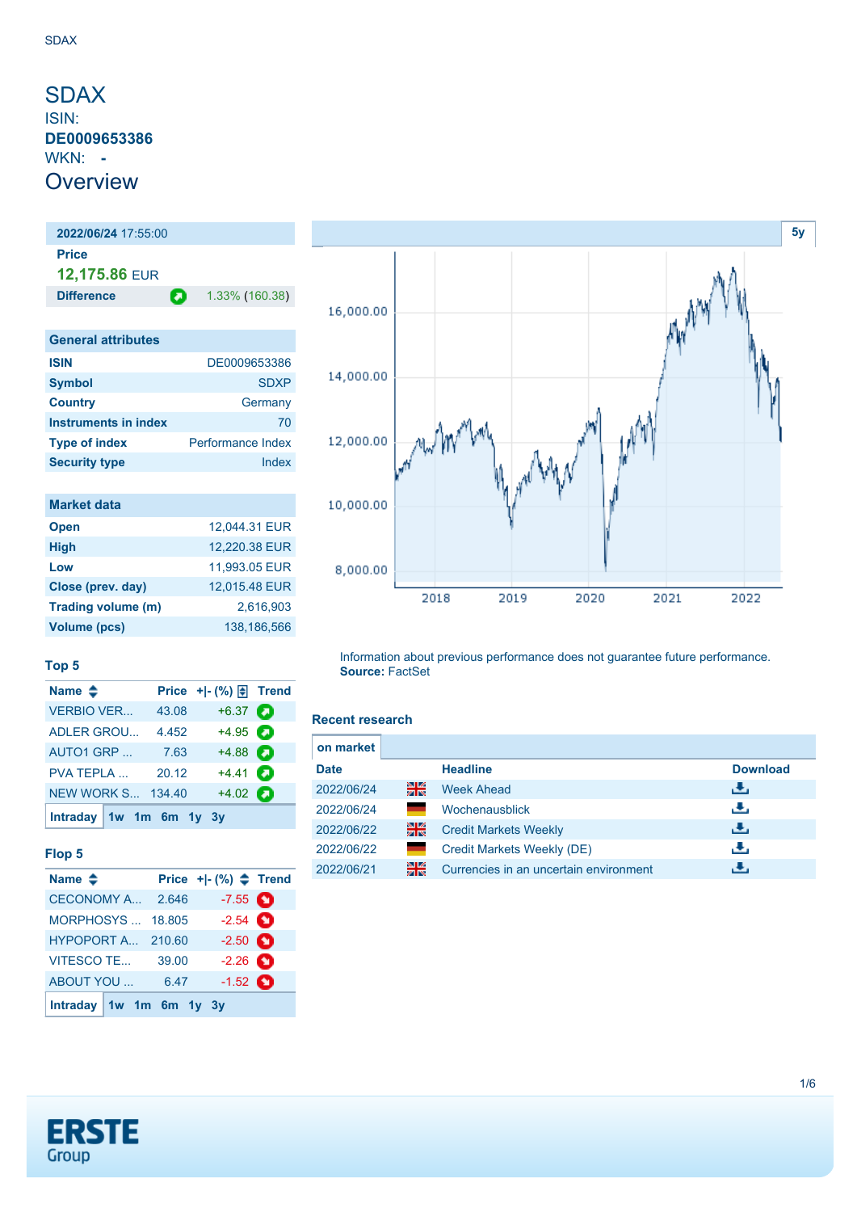# SDAX

ISIN:
**DE0009653386**
WKN: **-**

## Overview

| 2022/06/24 17:55:00 | |
|---|---|
| **Price** | |
| **12,175.86** EUR | |
| **Difference** | 1.33% (160.38) |

| General attributes | |
|---|---|
| **ISIN** | DE0009653386 |
| **Symbol** | SDXP |
| **Country** | Germany |
| **Instruments in index** | 70 |
| **Type of index** | Performance Index |
| **Security type** | Index |

| Market data | |
|---|---|
| **Open** | 12,044.31 EUR |
| **High** | 12,220.38 EUR |
| **Low** | 11,993.05 EUR |
| **Close (prev. day)** | 12,015.48 EUR |
| **Trading volume (m)** | 2,616,903 |
| **Volume (pcs)** | 138,186,566 |

### Top 5

| Name | Price | +\|- (%) | Trend |
|---|---|---|---|
| VERBIO VER... | 43.08 | +6.37 | |
| ADLER GROU... | 4.452 | +4.95 | |
| AUTO1 GRP ... | 7.63 | +4.88 | |
| PVA TEPLA ... | 20.12 | +4.41 | |
| NEW WORK S... | 134.40 | +4.02 | |

Intraday 1w 1m 6m 1y 3y

### Flop 5

| Name | Price | +\|- (%) | Trend |
|---|---|---|---|
| CECONOMY A... | 2.646 | -7.55 | |
| MORPHOSYS ... | 18.805 | -2.54 | |
| HYPOPORT A... | 210.60 | -2.50 | |
| VITESCO TE... | 39.00 | -2.26 | |
| ABOUT YOU ... | 6.47 | -1.52 | |

Intraday 1w 1m 6m 1y 3y

Information about previous performance does not guarantee future performance.
**Source:** FactSet

### Recent research

on market

| Date | | Headline | Download |
|---|---|---|---|
| 2022/06/24 | | Week Ahead | |
| 2022/06/24 | | Wochenausblick | |
| 2022/06/22 | | Credit Markets Weekly | |
| 2022/06/22 | | Credit Markets Weekly (DE) | |
| 2022/06/21 | | Currencies in an uncertain environment | |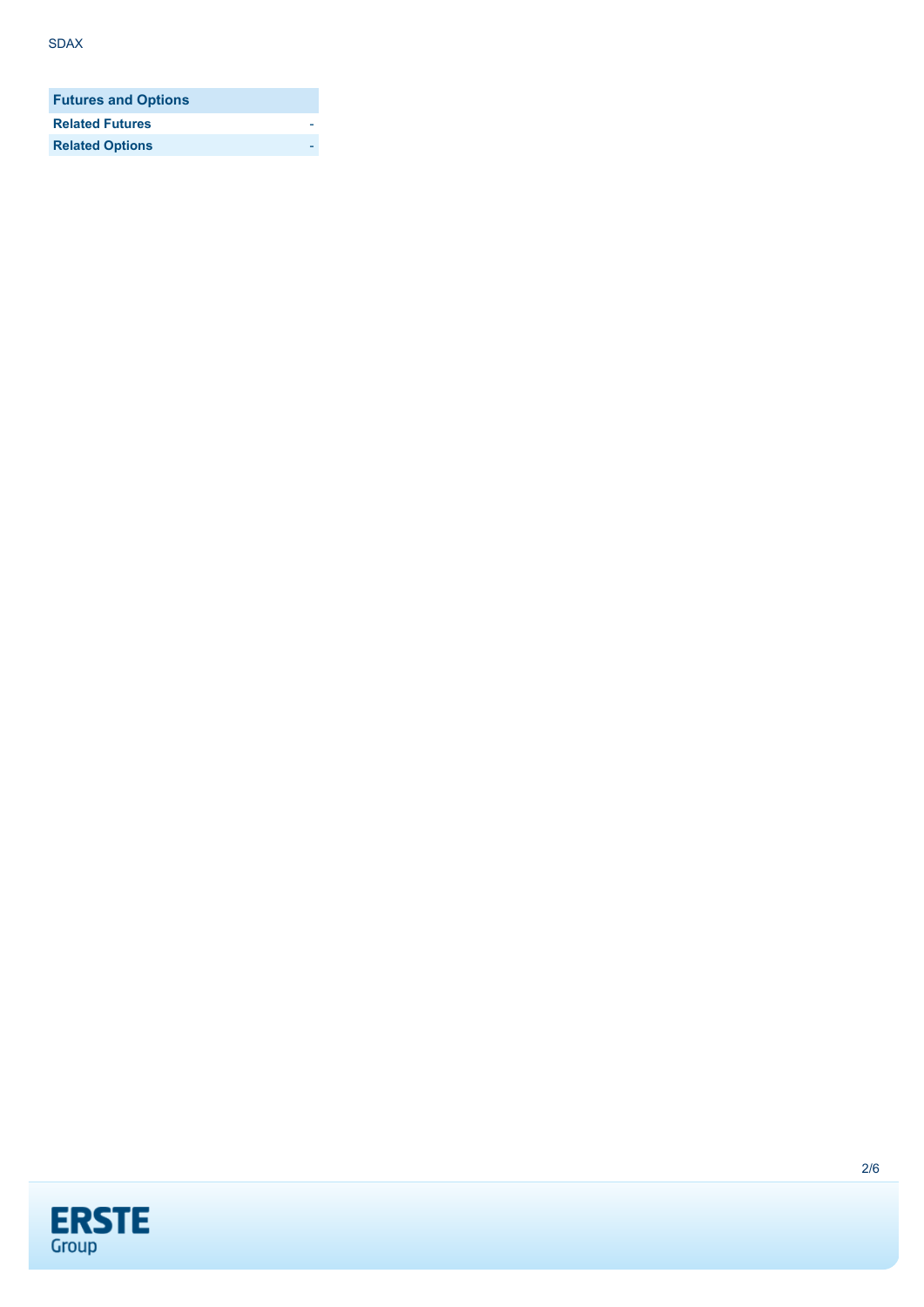| Futures and Options | |
| --- | --- |
| Related Futures | - |
| Related Options | - |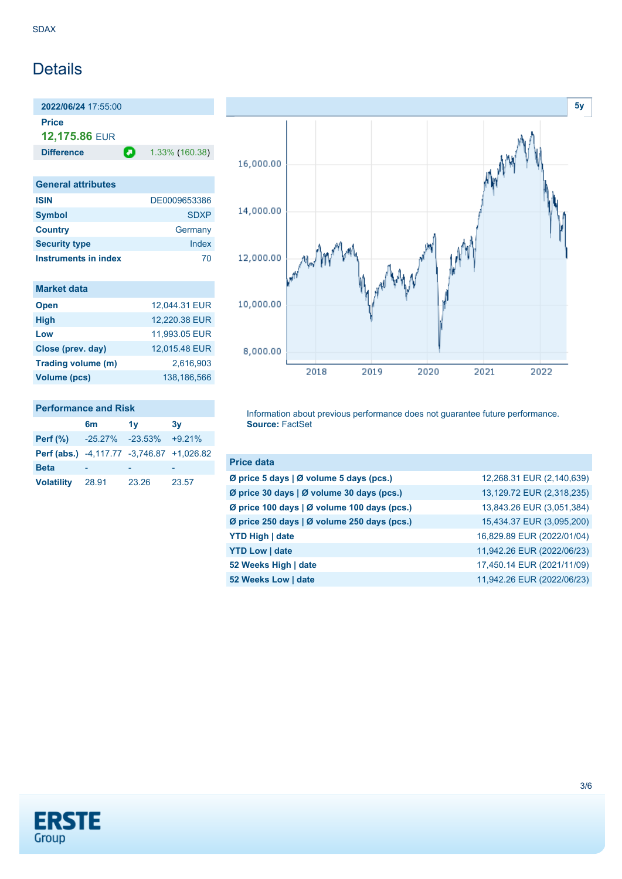SDAX

# Details

**2022/06/24** 17:55:00

**Price**

**12,175.86** EUR

**Difference** 1.33% (160.38)

| General attributes | |
|---|---|
| ISIN | DE0009653386 |
| Symbol | SDXP |
| Country | Germany |
| Security type | Index |
| Instruments in index | 70 |

| Market data | |
|---|---|
| Open | 12,044.31 EUR |
| High | 12,220.38 EUR |
| Low | 11,993.05 EUR |
| Close (prev. day) | 12,015.48 EUR |
| Trading volume (m) | 2,616,903 |
| Volume (pcs) | 138,186,566 |

| Performance and Risk | 6m | 1y | 3y |
|---|---|---|---|
| Perf (%) | -25.27% | -23.53% | +9.21% |
| Perf (abs.) | -4,117.77 | -3,746.87 | +1,026.82 |
| Beta | - | - | - |
| Volatility | 28.91 | 23.26 | 23.57 |

Information about previous performance does not guarantee future performance.
**Source:** FactSet

| Price data | |
|---|---|
| Ø price 5 days \| Ø volume 5 days (pcs.) | 12,268.31 EUR (2,140,639) |
| Ø price 30 days \| Ø volume 30 days (pcs.) | 13,129.72 EUR (2,318,235) |
| Ø price 100 days \| Ø volume 100 days (pcs.) | 13,843.26 EUR (3,051,384) |
| Ø price 250 days \| Ø volume 250 days (pcs.) | 15,434.37 EUR (3,095,200) |
| YTD High \| date | 16,829.89 EUR (2022/01/04) |
| YTD Low \| date | 11,942.26 EUR (2022/06/23) |
| 52 Weeks High \| date | 17,450.14 EUR (2021/11/09) |
| 52 Weeks Low \| date | 11,942.26 EUR (2022/06/23) |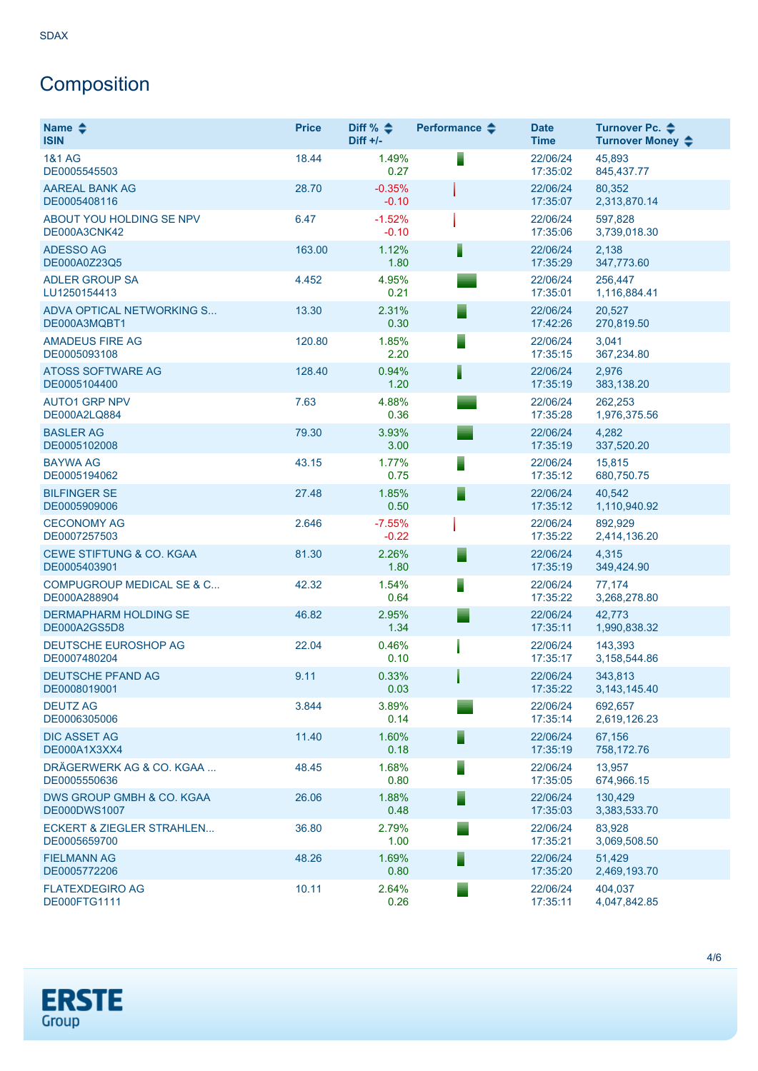SDAX

# Composition

| Name ISIN | Price | Diff % Diff +/- | Performance | Date Time | Turnover Pc. Turnover Money |
|---|---|---|---|---|---|
| 1&1 AG DE0005545503 | 18.44 | 1.49% 0.27 | | 22/06/24 17:35:02 | 45,893 845,437.77 |
| AAREAL BANK AG DE0005408116 | 28.70 | -0.35% -0.10 | | 22/06/24 17:35:07 | 80,352 2,313,870.14 |
| ABOUT YOU HOLDING SE NPV DE000A3CNK42 | 6.47 | -1.52% -0.10 | | 22/06/24 17:35:06 | 597,828 3,739,018.30 |
| ADESSO AG DE000A0Z23Q5 | 163.00 | 1.12% 1.80 | | 22/06/24 17:35:29 | 2,138 347,773.60 |
| ADLER GROUP SA LU1250154413 | 4.452 | 4.95% 0.21 | | 22/06/24 17:35:01 | 256,447 1,116,884.41 |
| ADVA OPTICAL NETWORKING S... DE000A3MQBT1 | 13.30 | 2.31% 0.30 | | 22/06/24 17:42:26 | 20,527 270,819.50 |
| AMADEUS FIRE AG DE0005093108 | 120.80 | 1.85% 2.20 | | 22/06/24 17:35:15 | 3,041 367,234.80 |
| ATOSS SOFTWARE AG DE0005104400 | 128.40 | 0.94% 1.20 | | 22/06/24 17:35:19 | 2,976 383,138.20 |
| AUTO1 GRP NPV DE000A2LQ884 | 7.63 | 4.88% 0.36 | | 22/06/24 17:35:28 | 262,253 1,976,375.56 |
| BASLER AG DE0005102008 | 79.30 | 3.93% 3.00 | | 22/06/24 17:35:19 | 4,282 337,520.20 |
| BAYWA AG DE0005194062 | 43.15 | 1.77% 0.75 | | 22/06/24 17:35:12 | 15,815 680,750.75 |
| BILFINGER SE DE0005909006 | 27.48 | 1.85% 0.50 | | 22/06/24 17:35:12 | 40,542 1,110,940.92 |
| CECONOMY AG DE0007257503 | 2.646 | -7.55% -0.22 | | 22/06/24 17:35:22 | 892,929 2,414,136.20 |
| CEWE STIFTUNG & CO. KGAA DE0005403901 | 81.30 | 2.26% 1.80 | | 22/06/24 17:35:19 | 4,315 349,424.90 |
| COMPUGROUP MEDICAL SE & C... DE000A288904 | 42.32 | 1.54% 0.64 | | 22/06/24 17:35:22 | 77,174 3,268,278.80 |
| DERMAPHARM HOLDING SE DE000A2GS5D8 | 46.82 | 2.95% 1.34 | | 22/06/24 17:35:11 | 42,773 1,990,838.32 |
| DEUTSCHE EUROSHOP AG DE0007480204 | 22.04 | 0.46% 0.10 | | 22/06/24 17:35:17 | 143,393 3,158,544.86 |
| DEUTSCHE PFAND AG DE0008019001 | 9.11 | 0.33% 0.03 | | 22/06/24 17:35:22 | 343,813 3,143,145.40 |
| DEUTZ AG DE0006305006 | 3.844 | 3.89% 0.14 | | 22/06/24 17:35:14 | 692,657 2,619,126.23 |
| DIC ASSET AG DE000A1X3XX4 | 11.40 | 1.60% 0.18 | | 22/06/24 17:35:19 | 67,156 758,172.76 |
| DRÄGERWERK AG & CO. KGAA ... DE0005550636 | 48.45 | 1.68% 0.80 | | 22/06/24 17:35:05 | 13,957 674,966.15 |
| DWS GROUP GMBH & CO. KGAA DE000DWS1007 | 26.06 | 1.88% 0.48 | | 22/06/24 17:35:03 | 130,429 3,383,533.70 |
| ECKERT & ZIEGLER STRAHLEN... DE0005659700 | 36.80 | 2.79% 1.00 | | 22/06/24 17:35:21 | 83,928 3,069,508.50 |
| FIELMANN AG DE0005772206 | 48.26 | 1.69% 0.80 | | 22/06/24 17:35:20 | 51,429 2,469,193.70 |
| FLATEXDEGIRO AG DE000FTG1111 | 10.11 | 2.64% 0.26 | | 22/06/24 17:35:11 | 404,037 4,047,842.85 |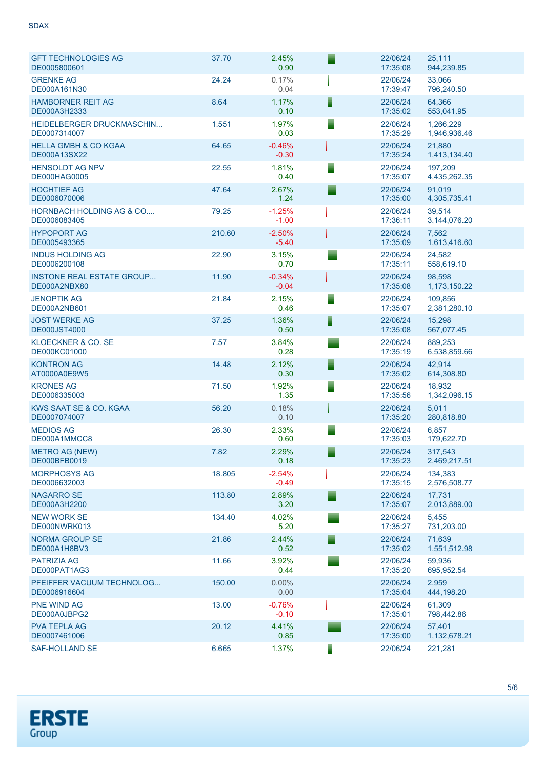SDAX

| Name / ISIN | Last | Change % / Change | | Date / Time | Volume / Turnover |
|---|---|---|---|---|---|
| GFT TECHNOLOGIES AG DE0005800601 | 37.70 | 2.45% 0.90 | | 22/06/24 17:35:08 | 25,111 944,239.85 |
| GRENKE AG DE000A161N30 | 24.24 | 0.17% 0.04 | | 22/06/24 17:39:47 | 33,066 796,240.50 |
| HAMBORNER REIT AG DE000A3H2333 | 8.64 | 1.17% 0.10 | | 22/06/24 17:35:02 | 64,366 553,041.95 |
| HEIDELBERGER DRUCKMASCHIN... DE0007314007 | 1.551 | 1.97% 0.03 | | 22/06/24 17:35:29 | 1,266,229 1,946,936.46 |
| HELLA GMBH & CO KGAA DE000A13SX22 | 64.65 | -0.46% -0.30 | | 22/06/24 17:35:24 | 21,880 1,413,134.40 |
| HENSOLDT AG NPV DE000HAG0005 | 22.55 | 1.81% 0.40 | | 22/06/24 17:35:07 | 197,209 4,435,262.35 |
| HOCHTIEF AG DE0006070006 | 47.64 | 2.67% 1.24 | | 22/06/24 17:35:00 | 91,019 4,305,735.41 |
| HORNBACH HOLDING AG & CO.... DE0006083405 | 79.25 | -1.25% -1.00 | | 22/06/24 17:36:11 | 39,514 3,144,076.20 |
| HYPOPORT AG DE0005493365 | 210.60 | -2.50% -5.40 | | 22/06/24 17:35:09 | 7,562 1,613,416.60 |
| INDUS HOLDING AG DE0006200108 | 22.90 | 3.15% 0.70 | | 22/06/24 17:35:11 | 24,582 558,619.10 |
| INSTONE REAL ESTATE GROUP... DE000A2NBX80 | 11.90 | -0.34% -0.04 | | 22/06/24 17:35:08 | 98,598 1,173,150.22 |
| JENOPTIK AG DE000A2NB601 | 21.84 | 2.15% 0.46 | | 22/06/24 17:35:07 | 109,856 2,381,280.10 |
| JOST WERKE AG DE000JST4000 | 37.25 | 1.36% 0.50 | | 22/06/24 17:35:08 | 15,298 567,077.45 |
| KLOECKNER & CO. SE DE000KC01000 | 7.57 | 3.84% 0.28 | | 22/06/24 17:35:19 | 889,253 6,538,859.66 |
| KONTRON AG AT0000A0E9W5 | 14.48 | 2.12% 0.30 | | 22/06/24 17:35:02 | 42,914 614,308.80 |
| KRONES AG DE0006335003 | 71.50 | 1.92% 1.35 | | 22/06/24 17:35:56 | 18,932 1,342,096.15 |
| KWS SAAT SE & CO. KGAA DE0007074007 | 56.20 | 0.18% 0.10 | | 22/06/24 17:35:20 | 5,011 280,818.80 |
| MEDIOS AG DE000A1MMCC8 | 26.30 | 2.33% 0.60 | | 22/06/24 17:35:03 | 6,857 179,622.70 |
| METRO AG (NEW) DE000BFB0019 | 7.82 | 2.29% 0.18 | | 22/06/24 17:35:23 | 317,543 2,469,217.51 |
| MORPHOSYS AG DE0006632003 | 18.805 | -2.54% -0.49 | | 22/06/24 17:35:15 | 134,383 2,576,508.77 |
| NAGARRO SE DE000A3H2200 | 113.80 | 2.89% 3.20 | | 22/06/24 17:35:07 | 17,731 2,013,889.00 |
| NEW WORK SE DE000NWRK013 | 134.40 | 4.02% 5.20 | | 22/06/24 17:35:27 | 5,455 731,203.00 |
| NORMA GROUP SE DE000A1H8BV3 | 21.86 | 2.44% 0.52 | | 22/06/24 17:35:02 | 71,639 1,551,512.98 |
| PATRIZIA AG DE000PAT1AG3 | 11.66 | 3.92% 0.44 | | 22/06/24 17:35:20 | 59,936 695,952.54 |
| PFEIFFER VACUUM TECHNOLOG... DE0006916604 | 150.00 | 0.00% 0.00 | | 22/06/24 17:35:04 | 2,959 444,198.20 |
| PNE WIND AG DE000A0JBPG2 | 13.00 | -0.76% -0.10 | | 22/06/24 17:35:01 | 61,309 798,442.86 |
| PVA TEPLA AG DE0007461006 | 20.12 | 4.41% 0.85 | | 22/06/24 17:35:00 | 57,401 1,132,678.21 |
| SAF-HOLLAND SE | 6.665 | 1.37% | | 22/06/24 | 221,281 |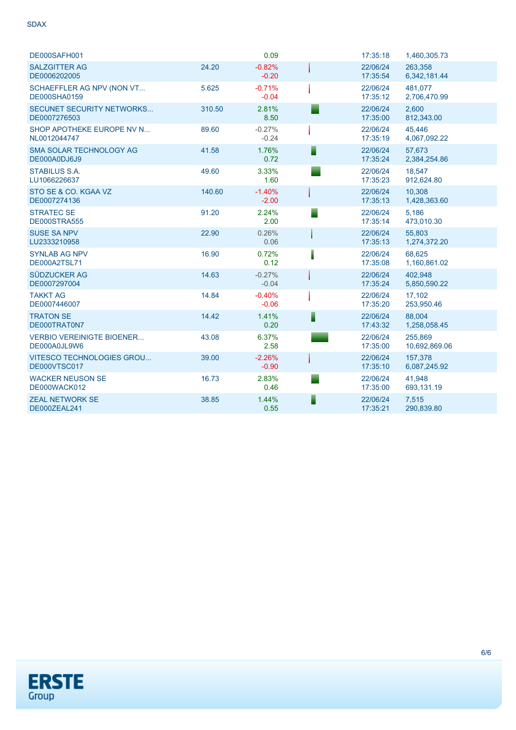| | | | | | |
|---|---|---|---|---|---|
| DE000SAFH001 | | 0.09 | | 17:35:18 | 1,460,305.73 |
| SALZGITTER AG<br>DE0006202005 | 24.20 | -0.82%<br>-0.20 | | 22/06/24<br>17:35:54 | 263,358<br>6,342,181.44 |
| SCHAEFFLER AG NPV (NON VT...<br>DE000SHA0159 | 5.625 | -0.71%<br>-0.04 | | 22/06/24<br>17:35:12 | 481,077<br>2,706,470.99 |
| SECUNET SECURITY NETWORKS...<br>DE0007276503 | 310.50 | 2.81%<br>8.50 | | 22/06/24<br>17:35:00 | 2,600<br>812,343.00 |
| SHOP APOTHEKE EUROPE NV N...<br>NL0012044747 | 89.60 | -0.27%<br>-0.24 | | 22/06/24<br>17:35:19 | 45,446<br>4,067,092.22 |
| SMA SOLAR TECHNOLOGY AG<br>DE000A0DJ6J9 | 41.58 | 1.76%<br>0.72 | | 22/06/24<br>17:35:24 | 57,673<br>2,384,254.86 |
| STABILUS S.A.<br>LU1066226637 | 49.60 | 3.33%<br>1.60 | | 22/06/24<br>17:35:23 | 18,547<br>912,624.80 |
| STO SE & CO. KGAA VZ<br>DE0007274136 | 140.60 | -1.40%<br>-2.00 | | 22/06/24<br>17:35:13 | 10,308<br>1,428,363.60 |
| STRATEC SE<br>DE000STRA555 | 91.20 | 2.24%<br>2.00 | | 22/06/24<br>17:35:14 | 5,186<br>473,010.30 |
| SUSE SA NPV<br>LU2333210958 | 22.90 | 0.26%<br>0.06 | | 22/06/24<br>17:35:13 | 55,803<br>1,274,372.20 |
| SYNLAB AG NPV<br>DE000A2TSL71 | 16.90 | 0.72%<br>0.12 | | 22/06/24<br>17:35:08 | 68,625<br>1,160,861.02 |
| SÜDZUCKER AG<br>DE0007297004 | 14.63 | -0.27%<br>-0.04 | | 22/06/24<br>17:35:24 | 402,948<br>5,850,590.22 |
| TAKKT AG<br>DE0007446007 | 14.84 | -0.40%<br>-0.06 | | 22/06/24<br>17:35:20 | 17,102<br>253,950.46 |
| TRATON SE<br>DE000TRAT0N7 | 14.42 | 1.41%<br>0.20 | | 22/06/24<br>17:43:32 | 88,004<br>1,258,058.45 |
| VERBIO VEREINIGTE BIOENER...<br>DE000A0JL9W6 | 43.08 | 6.37%<br>2.58 | | 22/06/24<br>17:35:00 | 255,869<br>10,692,869.06 |
| VITESCO TECHNOLOGIES GROU...<br>DE000VTSC017 | 39.00 | -2.26%<br>-0.90 | | 22/06/24<br>17:35:10 | 157,378<br>6,087,245.92 |
| WACKER NEUSON SE<br>DE000WACK012 | 16.73 | 2.83%<br>0.46 | | 22/06/24<br>17:35:00 | 41,948<br>693,131.19 |
| ZEAL NETWORK SE<br>DE000ZEAL241 | 38.85 | 1.44%<br>0.55 | | 22/06/24<br>17:35:21 | 7,515<br>290,839.80 |